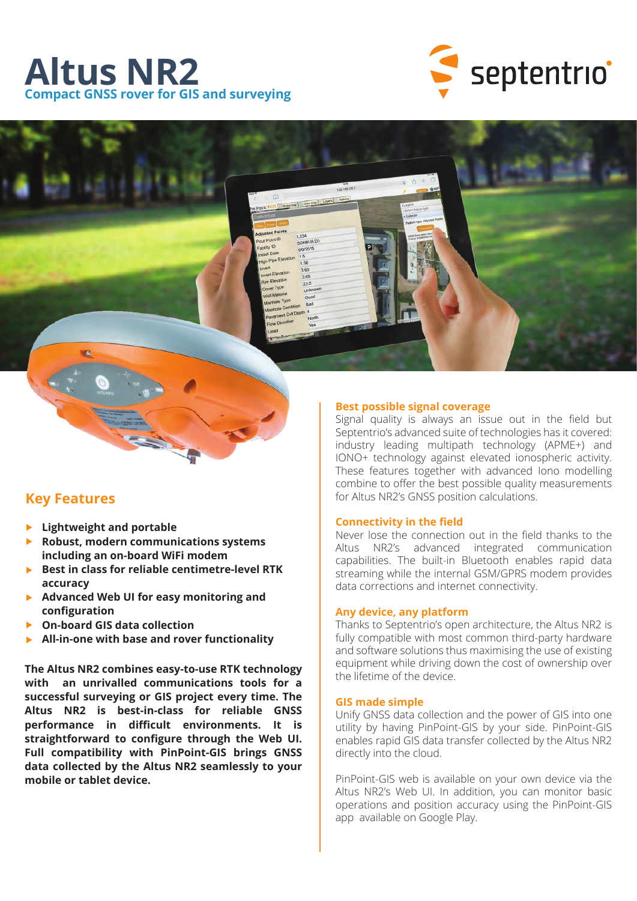# Altus NR2

**Compact GNSS rover for GIS and surveying**

## Key Features

- **Lightweight and portable**
- **Robust, modern communications systems including an on-board WiFi modem**
- **Best in class for reliable centimetre-level RTK accuracy**
- **Advanced Web UI for easy monitoring and configuration**
- **On-board GIS data collection**
- **All-in-one with base and rover functionality**

**The Altus NR2 combines easy-to-use RTK technology with an unrivalled communications tools for a successful surveying or GIS project every time. The Altus NR2 is best-in-class for reliable GNSS performance in difficult environments. It is straightforward to configure through the Web UI. Full compatibility with PinPoint-GIS brings GNSS data collected by the Altus NR2 seamlessly to your mobile or tablet device.**

### Best possible signal coverage

Signal quality is always an issue out in the field but Septentrio's advanced suite of technologies has it covered: industry leading multipath technology (APME+) and IONO+ technology against elevated ionospheric activity. These features together with advanced Iono modelling combine to offer the best possible quality measurements for Altus NR2's GNSS position calculations.

### Connectivity in the field

Never lose the connection out in the field thanks to the Altus NR2's advanced integrated communication capabilities. The built-in Bluetooth enables rapid data streaming while the internal GSM/GPRS modem provides data corrections and internet connectivity.

### Any device, any platform

Thanks to Septentrio's open architecture, the Altus NR2 is fully compatible with most common third-party hardware and software solutions thus maximising the use of existing equipment while driving down the cost of ownership over the lifetime of the device.

### GIS made simple

Unify GNSS data collection and the power of GIS into one utility by having PinPoint-GIS by your side. PinPoint-GIS enables rapid GIS data transfer collected by the Altus NR2 directly into the cloud.

PinPoint-GIS web is available on your own device via the Altus NR2's Web UI. In addition, you can monitor basic operations and position accuracy using the PinPoint-GIS app available on Google Play.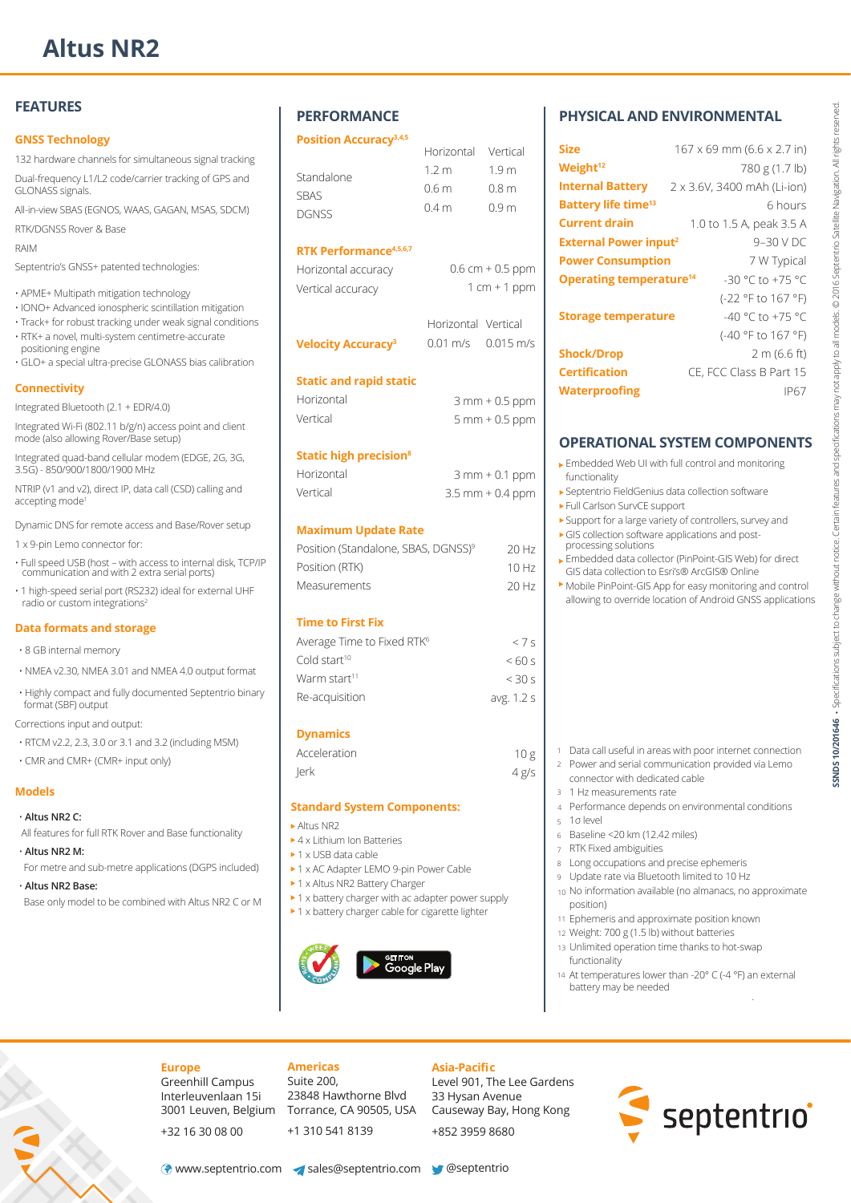# Altus NR2

## FEATURES

### GNSS Technology

132 hardware channels for simultaneous signal tracking

Dual-frequency L1/L2 code/carrier tracking of GPS and GLONASS signals.

All-in-view SBAS (EGNOS, WAAS, GAGAN, MSAS, SDCM)

RTK/DGNSS Rover & Base

RAIM

Septentrio's GNSS+ patented technologies:

- APME+ Multipath mitigation technology
- IONO+ Advanced ionospheric scintillation mitigation
- Track+ for robust tracking under weak signal conditions
- RTK+ a novel, multi-system centimetre-accurate positioning engine
- GLO+ a special ultra-precise GLONASS bias calibration

### Connectivity

Integrated Bluetooth (2.1 + EDR/4.0)

Integrated Wi-Fi (802.11 b/g/n) access point and client mode (also allowing Rover/Base setup)

Integrated quad-band cellular modem (EDGE, 2G, 3G, 3.5G) - 850/900/1800/1900 MHz

NTRIP (v1 and v2), direct IP, data call (CSD) calling and accepting mode[1]

Dynamic DNS for remote access and Base/Rover setup

1 x 9-pin Lemo connector for:

- Full speed USB (host – with access to internal disk, TCP/IP communication and with 2 extra serial ports)
- 1 high-speed serial port (RS232) ideal for external UHF radio or custom integrations[2]

### Data formats and storage

- 8 GB internal memory
- NMEA v2.30, NMEA 3.01 and NMEA 4.0 output format
- Highly compact and fully documented Septentrio binary format (SBF) output

Corrections input and output:

- RTCM v2.2, 2.3, 3.0 or 3.1 and 3.2 (including MSM)
- CMR and CMR+ (CMR+ input only)

### Models

- **Altus NR2 C:**

  All features for full RTK Rover and Base functionality
- **Altus NR2 M:**

  For metre and sub-metre applications (DGPS included)
- **Altus NR2 Base:**

  Base only model to be combined with Altus NR2 C or M

## PERFORMANCE

### Position Accuracy[3,4,5]

| | Horizontal | Vertical |
|---|---|---|
| Standalone | 1.2 m | 1.9 m |
| SBAS | 0.6 m | 0.8 m |
| DGNSS | 0.4 m | 0.9 m |

### RTK Performance[4,5,6,7]

| | |
|---|---|
| Horizontal accuracy | 0.6 cm + 0.5 ppm |
| Vertical accuracy | 1 cm + 1 ppm |

| | Horizontal | Vertical |
|---|---|---|
| **Velocity Accuracy**[3] | 0.01 m/s | 0.015 m/s |

### Static and rapid static

| | |
|---|---|
| Horizontal | 3 mm + 0.5 ppm |
| Vertical | 5 mm + 0.5 ppm |

### Static high precision[8]

| | |
|---|---|
| Horizontal | 3 mm + 0.1 ppm |
| Vertical | 3.5 mm + 0.4 ppm |

### Maximum Update Rate

| | |
|---|---|
| Position (Standalone, SBAS, DGNSS)[9] | 20 Hz |
| Position (RTK) | 10 Hz |
| Measurements | 20 Hz |

### Time to First Fix

| | |
|---|---|
| Average Time to Fixed RTK[6] | < 7 s |
| Cold start[10] | < 60 s |
| Warm start[11] | < 30 s |
| Re-acquisition | avg. 1.2 s |

### Dynamics

| | |
|---|---|
| Acceleration | 10 g |
| Jerk | 4 g/s |

### Standard System Components:

- Altus NR2
- 4 x Lithium Ion Batteries
- 1 x USB data cable
- 1 x AC Adapter LEMO 9-pin Power Cable
- 1 x Altus NR2 Battery Charger
- 1 x battery charger with ac adapter power supply
- 1 x battery charger cable for cigarette lighter

## PHYSICAL AND ENVIRONMENTAL

| | |
|---|---|
| **Size** | 167 x 69 mm (6.6 x 2.7 in) |
| **Weight**[12] | 780 g (1.7 lb) |
| **Internal Battery** | 2 x 3.6V, 3400 mAh (Li-ion) |
| **Battery life time**[13] | 6 hours |
| **Current drain** | 1.0 to 1.5 A, peak 3.5 A |
| **External Power input**[2] | 9–30 V DC |
| **Power Consumption** | 7 W Typical |
| **Operating temperature**[14] | -30 °C to +75 °C (-22 °F to 167 °F) |
| **Storage temperature** | -40 °C to +75 °C (-40 °F to 167 °F) |
| **Shock/Drop** | 2 m (6.6 ft) |
| **Certification** | CE, FCC Class B Part 15 |
| **Waterproofing** | IP67 |

## OPERATIONAL SYSTEM COMPONENTS

- Embedded Web UI with full control and monitoring functionality
- Septentrio FieldGenius data collection software
- Full Carlson SurvCE support
- Support for a large variety of controllers, survey and GIS collection software applications and post-processing solutions
- Embedded data collector (PinPoint-GIS Web) for direct GIS data collection to Esri's® ArcGIS® Online
- Mobile PinPoint-GIS App for easy monitoring and control allowing to override location of Android GNSS applications

1. Data call useful in areas with poor internet connection
2. Power and serial communication provided via Lemo connector with dedicated cable
3. 1 Hz measurements rate
4. Performance depends on environmental conditions
5. 1σ level
6. Baseline <20 km (12.42 miles)
7. RTK Fixed ambiguities
8. Long occupations and precise ephemeris
9. Update rate via Bluetooth limited to 10 Hz
10. No information available (no almanacs, no approximate position)
11. Ephemeris and approximate position known
12. Weight: 700 g (1.5 lb) without batteries
13. Unlimited operation time thanks to hot-swap functionality
14. At temperatures lower than -20° C (-4 °F) an external battery may be needed

SSNDS 10/201646 • Specifications subject to change without notice. Certain features and specifications may not apply to all models. © 2016 Septentrio Satellite Navigation. All rights reserved.

**Europe**
Greenhill Campus
Interleuvenlaan 15i
3001 Leuven, Belgium
+32 16 30 08 00

**Americas**
Suite 200,
23848 Hawthorne Blvd
Torrance, CA 90505, USA
+1 310 541 8139

**Asia-Pacific**
Level 901, The Lee Gardens
33 Hysan Avenue
Causeway Bay, Hong Kong
+852 3959 8680

septentrio

www.septentrio.com sales@septentrio.com @septentrio